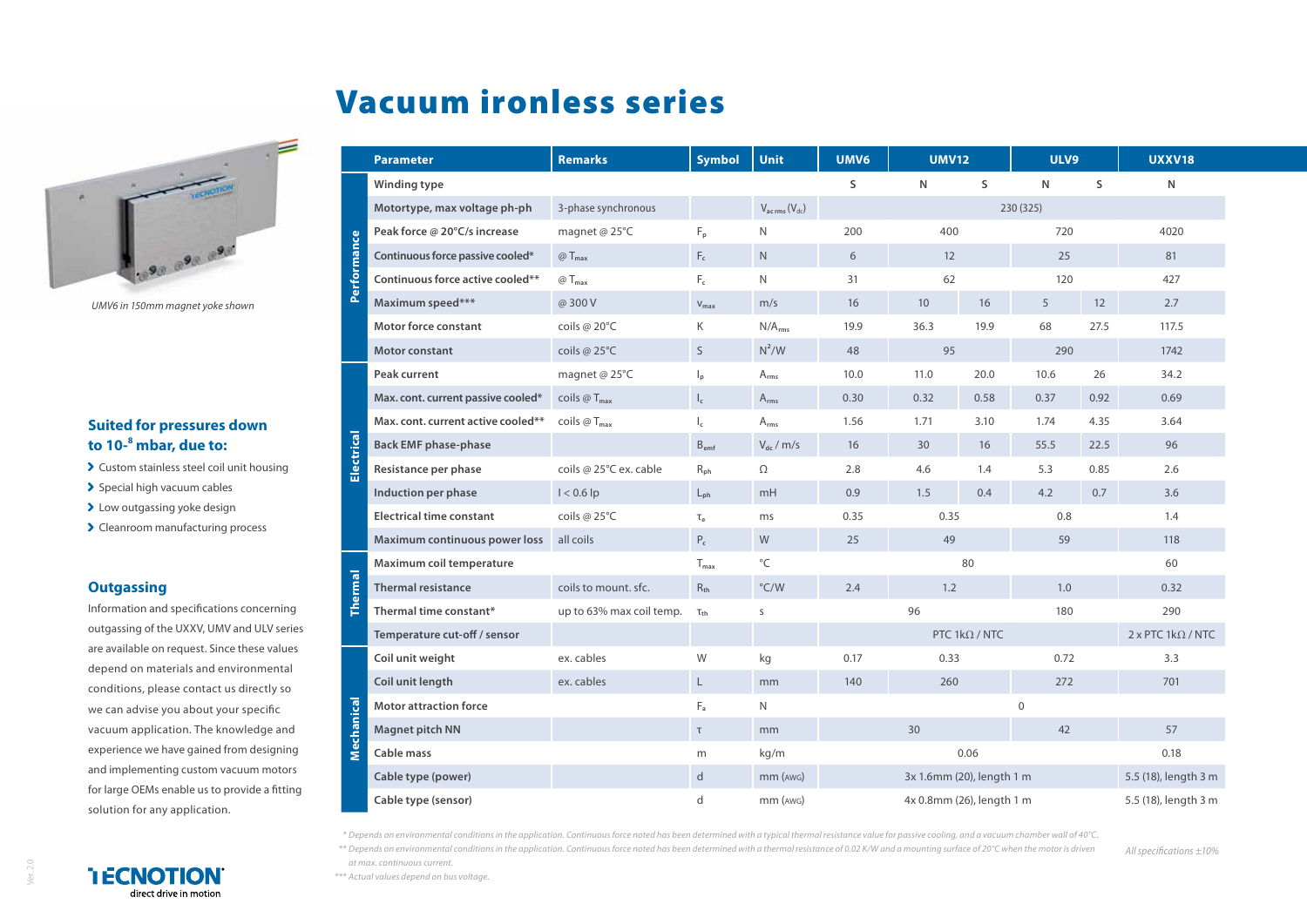// Vacuum ironless series

# Vacuum ironless series

UMV6 in 150mm magnet yoke shown

### Suited for pressures down to 10-8 mbar, due to:

- Custom stainless steel coil unit housing
- Special high vacuum cables
- Low outgassing yoke design
- Cleanroom manufacturing process

### Outgassing

Information and specifications concerning outgassing of the UXXV, UMV and ULV series are available on request. Since these values depend on materials and environmental conditions, please contact us directly so we can advise you about your specific vacuum application. The knowledge and experience we have gained from designing and implementing custom vacuum motors for large OEMs enable us to provide a fitting solution for any application.

| | Parameter | Remarks | Symbol | Unit | UMV6 | UMV12 | | ULV9 | | UXXV18 |
|---|---|---|---|---|---|---|---|---|---|---|
| Performance | Winding type | | | | S | N | S | N | S | N |
| | Motortype, max voltage ph-ph | 3-phase synchronous | | $V_{ac\,rms}$ ($V_{dc}$) | 230 (325) | | | | | |
| | Peak force @ 20°C/s increase | magnet @ 25°C | $F_p$ | N | 200 | 400 | | 720 | | 4020 |
| | Continuous force passive cooled* | @ $T_{max}$ | $F_c$ | N | 6 | 12 | | 25 | | 81 |
| | Continuous force active cooled** | @ $T_{max}$ | $F_c$ | N | 31 | 62 | | 120 | | 427 |
| | Maximum speed*** | @ 300 V | $v_{max}$ | m/s | 16 | 10 | 16 | 5 | 12 | 2.7 |
| | Motor force constant | coils @ 20°C | K | N/$A_{rms}$ | 19.9 | 36.3 | 19.9 | 68 | 27.5 | 117.5 |
| | Motor constant | coils @ 25°C | S | $N^2$/W | 48 | 95 | | 290 | | 1742 |
| Electrical | Peak current | magnet @ 25°C | $I_p$ | $A_{rms}$ | 10.0 | 11.0 | 20.0 | 10.6 | 26 | 34.2 |
| | Max. cont. current passive cooled* | coils @ $T_{max}$ | $I_c$ | $A_{rms}$ | 0.30 | 0.32 | 0.58 | 0.37 | 0.92 | 0.69 |
| | Max. cont. current active cooled** | coils @ $T_{max}$ | $I_c$ | $A_{rms}$ | 1.56 | 1.71 | 3.10 | 1.74 | 4.35 | 3.64 |
| | Back EMF phase-phase | | $B_{emf}$ | $V_{dc}$ / m/s | 16 | 30 | 16 | 55.5 | 22.5 | 96 |
| | Resistance per phase | coils @ 25°C ex. cable | $R_{ph}$ | Ω | 2.8 | 4.6 | 1.4 | 5.3 | 0.85 | 2.6 |
| | Induction per phase | I < 0.6 Ip | $L_{ph}$ | mH | 0.9 | 1.5 | 0.4 | 4.2 | 0.7 | 3.6 |
| | Electrical time constant | coils @ 25°C | $\tau_e$ | ms | 0.35 | 0.35 | | 0.8 | | 1.4 |
| | Maximum continuous power loss | all coils | $P_c$ | W | 25 | 49 | | 59 | | 118 |
| Thermal | Maximum coil temperature | | $T_{max}$ | °C | 80 | | | | | 60 |
| | Thermal resistance | coils to mount. sfc. | $R_{th}$ | °C/W | 2.4 | 1.2 | | 1.0 | | 0.32 |
| | Thermal time constant* | up to 63% max coil temp. | $\tau_{th}$ | s | 96 | | | 180 | | 290 |
| | Temperature cut-off / sensor | | | | PTC 1kΩ / NTC | | | | | 2 x PTC 1kΩ / NTC |
| Mechanical | Coil unit weight | ex. cables | W | kg | 0.17 | 0.33 | | 0.72 | | 3.3 |
| | Coil unit length | ex. cables | L | mm | 140 | 260 | | 272 | | 701 |
| | Motor attraction force | | $F_a$ | N | 0 | | | | | |
| | Magnet pitch NN | | τ | mm | 30 | | | 42 | | 57 |
| | Cable mass | | m | kg/m | 0.06 | | | | | 0.18 |
| | Cable type (power) | | d | mm (AWG) | 3x 1.6mm (20), length 1 m | | | | | 5.5 (18), length 3 m |
| | Cable type (sensor) | | d | mm (AWG) | 4x 0.8mm (26), length 1 m | | | | | 5.5 (18), length 3 m |

*\* Depends on environmental conditions in the application. Continuous force noted has been determined with a typical thermal resistance value for passive cooling, and a vacuum chamber wall of 40°C.*

*\*\* Depends on environmental conditions in the application. Continuous force noted has been determined with a thermal resistance of 0.02 K/W and a mounting surface of 20°C when the motor is driven at max. continuous current.*

*\*\*\* Actual values depend on bus voltage.*

*All specifications ±10%*

TECNOTION direct drive in motion

Ver. 2.0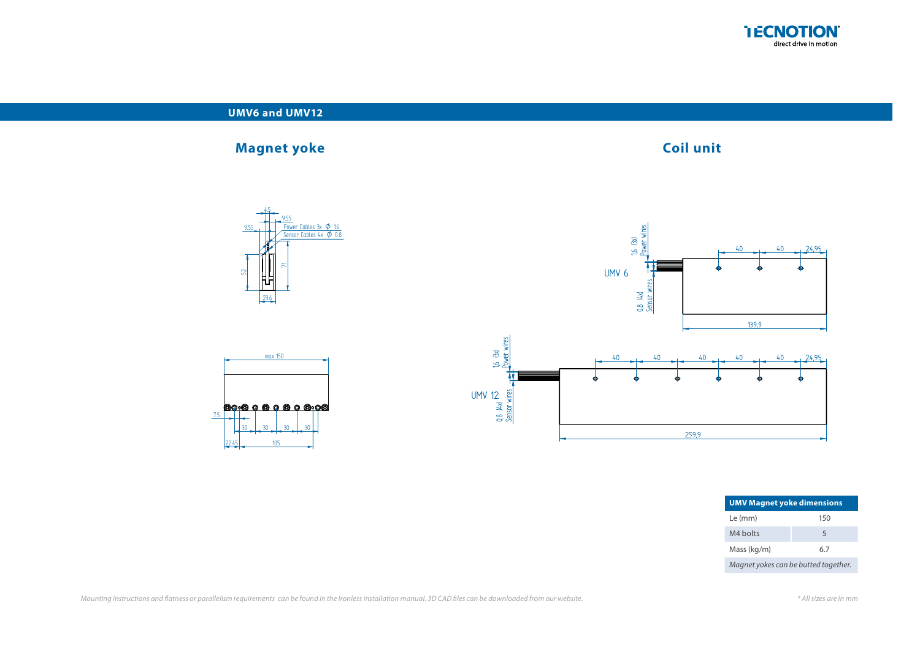## UMV6 and UMV12

### Magnet yoke

### Coil unit

| UMV Magnet yoke dimensions | |
|---|---|
| Le (mm) | 150 |
| M4 bolts | 5 |
| Mass (kg/m) | 6.7 |
| *Magnet yokes can be butted together.* | |

*Mounting instructions and flatness or parallelism requirements can be found in the Ironless installation manual. 3D CAD files can be downloaded from our website.*

*\* All sizes are in mm*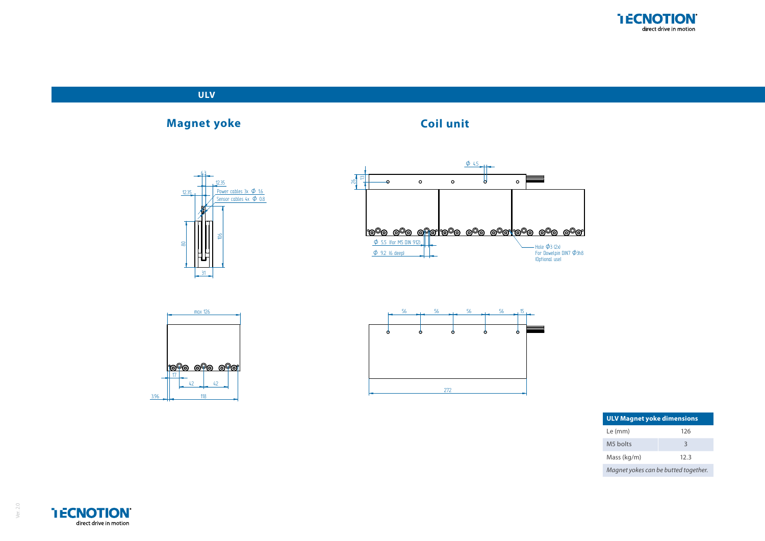## ULV

### Magnet yoke

6.3

12.35

12.35

Power cables 3x Φ 1.6

Sensor cables 4x Φ 0.8

80

106

31

max 126

17

42

42

3.96

118

### Coil unit

Φ 4.5

26

13

Φ 5.5 (for M5 DIN 912)

Φ 9.2 (6 deep)

Hole Φ3 (2x)
For Dowelpin DIN7 Φ3h8
(Optional use)

56 56 56 56 15

272

| ULV Magnet yoke dimensions | |
|---|---|
| Le (mm) | 126 |
| M5 bolts | 3 |
| Mass (kg/m) | 12.3 |
| *Magnet yokes can be butted together.* | |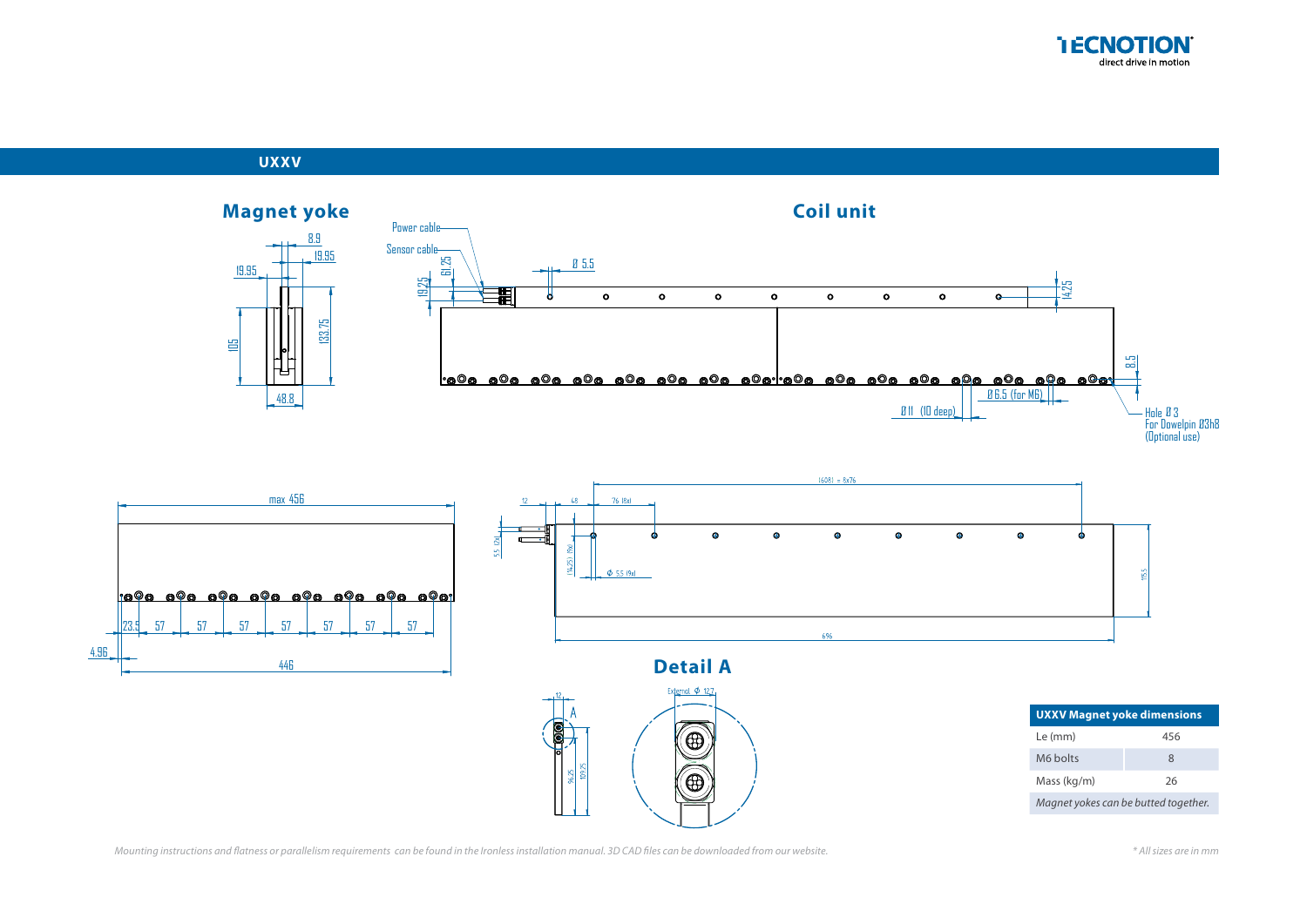## UXXV

### Magnet yoke

8.9
19.95
19.95
105
133.75
48.8

max 456
23.5 57 57 57 57 57 57 57
4.96
446

### Coil unit

Power cable
Sensor cable
61.25
19.25
Ø 5.5
14.25
8.5
Ø 6.5 (for M6)
Ø 11 (10 deep)
Hole Ø 3
For Dowelpin Ø3h8
(Optional use)

(608) = 8x76
12 48 76 (8x)
5.5 (2x)
(14.25) (9x)
Φ 5.5 (9x)
115.5
696

### Detail A

12
A
96.25
109.75
External Φ 12.7

| UXXV Magnet yoke dimensions | |
|---|---|
| Le (mm) | 456 |
| M6 bolts | 8 |
| Mass (kg/m) | 26 |
| *Magnet yokes can be butted together.* | |

*Mounting instructions and flatness or parallelism requirements can be found in the Ironless installation manual. 3D CAD files can be downloaded from our website.*

*\* All sizes are in mm*